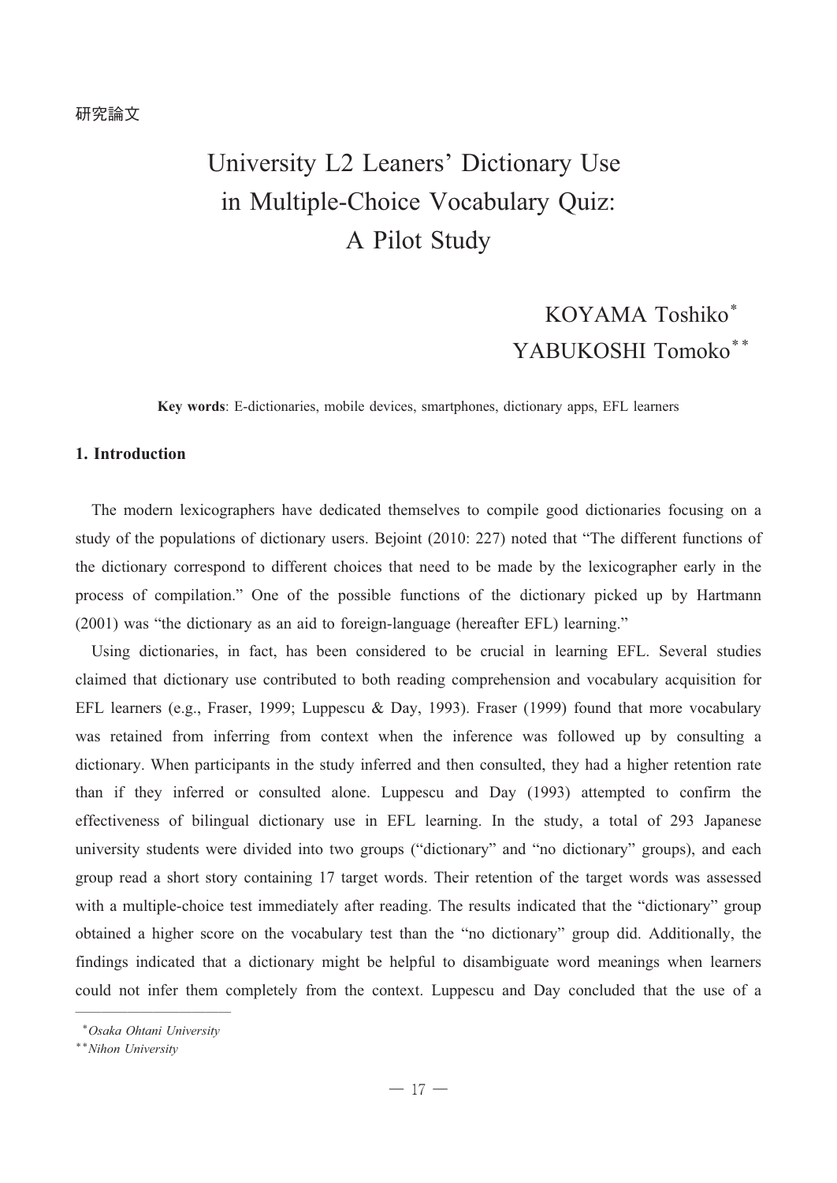研究論文

# University L2 Leaners' Dictionary Use in Multiple-Choice Vocabulary Quiz: A Pilot Study

KOYAMA Toshiko[*]
YABUKOSHI Tomoko[**]

**Key words**: E-dictionaries, mobile devices, smartphones, dictionary apps, EFL learners

## 1. Introduction

The modern lexicographers have dedicated themselves to compile good dictionaries focusing on a study of the populations of dictionary users. Bejoint (2010: 227) noted that "The different functions of the dictionary correspond to different choices that need to be made by the lexicographer early in the process of compilation." One of the possible functions of the dictionary picked up by Hartmann (2001) was "the dictionary as an aid to foreign-language (hereafter EFL) learning."

Using dictionaries, in fact, has been considered to be crucial in learning EFL. Several studies claimed that dictionary use contributed to both reading comprehension and vocabulary acquisition for EFL learners (e.g., Fraser, 1999; Luppescu & Day, 1993). Fraser (1999) found that more vocabulary was retained from inferring from context when the inference was followed up by consulting a dictionary. When participants in the study inferred and then consulted, they had a higher retention rate than if they inferred or consulted alone. Luppescu and Day (1993) attempted to confirm the effectiveness of bilingual dictionary use in EFL learning. In the study, a total of 293 Japanese university students were divided into two groups ("dictionary" and "no dictionary" groups), and each group read a short story containing 17 target words. Their retention of the target words was assessed with a multiple-choice test immediately after reading. The results indicated that the "dictionary" group obtained a higher score on the vocabulary test than the "no dictionary" group did. Additionally, the findings indicated that a dictionary might be helpful to disambiguate word meanings when learners could not infer them completely from the context. Luppescu and Day concluded that the use of a

---

[*] *Osaka Ohtani University*
[**] *Nihon University*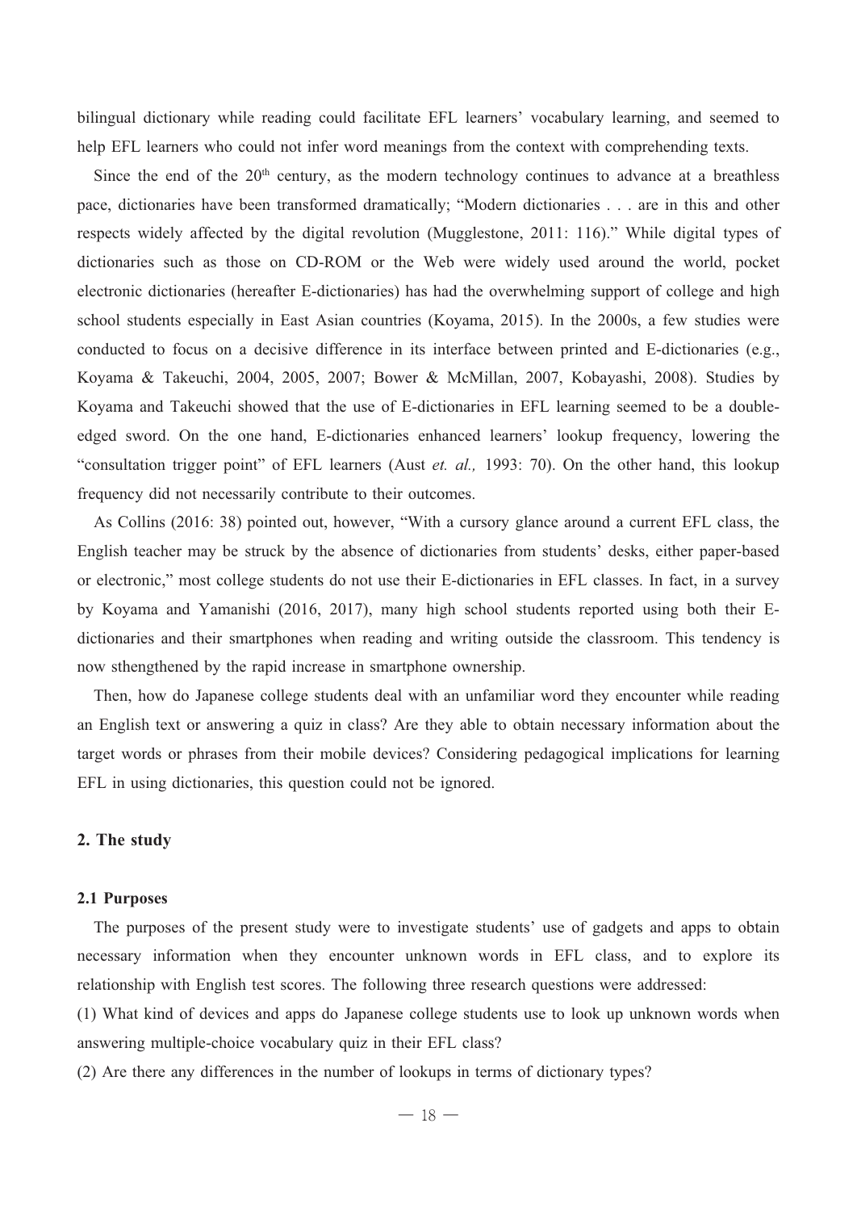bilingual dictionary while reading could facilitate EFL learners' vocabulary learning, and seemed to help EFL learners who could not infer word meanings from the context with comprehending texts.

Since the end of the 20th century, as the modern technology continues to advance at a breathless pace, dictionaries have been transformed dramatically; "Modern dictionaries . . . are in this and other respects widely affected by the digital revolution (Mugglestone, 2011: 116)." While digital types of dictionaries such as those on CD-ROM or the Web were widely used around the world, pocket electronic dictionaries (hereafter E-dictionaries) has had the overwhelming support of college and high school students especially in East Asian countries (Koyama, 2015). In the 2000s, a few studies were conducted to focus on a decisive difference in its interface between printed and E-dictionaries (e.g., Koyama & Takeuchi, 2004, 2005, 2007; Bower & McMillan, 2007, Kobayashi, 2008). Studies by Koyama and Takeuchi showed that the use of E-dictionaries in EFL learning seemed to be a double-edged sword. On the one hand, E-dictionaries enhanced learners' lookup frequency, lowering the "consultation trigger point" of EFL learners (Aust *et. al.,* 1993: 70). On the other hand, this lookup frequency did not necessarily contribute to their outcomes.

As Collins (2016: 38) pointed out, however, "With a cursory glance around a current EFL class, the English teacher may be struck by the absence of dictionaries from students' desks, either paper-based or electronic," most college students do not use their E-dictionaries in EFL classes. In fact, in a survey by Koyama and Yamanishi (2016, 2017), many high school students reported using both their E-dictionaries and their smartphones when reading and writing outside the classroom. This tendency is now sthengthened by the rapid increase in smartphone ownership.

Then, how do Japanese college students deal with an unfamiliar word they encounter while reading an English text or answering a quiz in class? Are they able to obtain necessary information about the target words or phrases from their mobile devices? Considering pedagogical implications for learning EFL in using dictionaries, this question could not be ignored.

## 2. The study

### 2.1 Purposes

The purposes of the present study were to investigate students' use of gadgets and apps to obtain necessary information when they encounter unknown words in EFL class, and to explore its relationship with English test scores. The following three research questions were addressed:

(1) What kind of devices and apps do Japanese college students use to look up unknown words when answering multiple-choice vocabulary quiz in their EFL class?

(2) Are there any differences in the number of lookups in terms of dictionary types?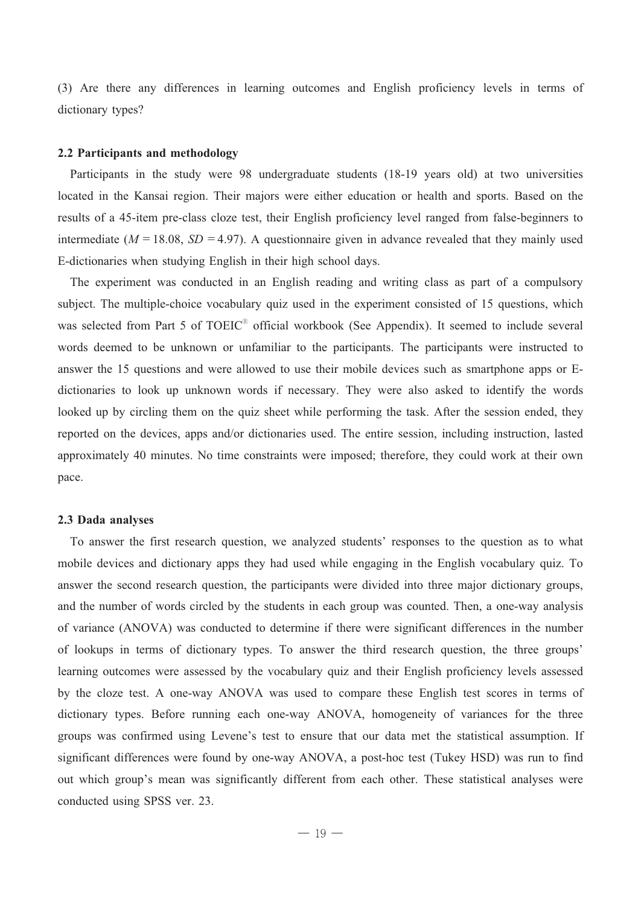(3) Are there any differences in learning outcomes and English proficiency levels in terms of dictionary types?

### 2.2 Participants and methodology

Participants in the study were 98 undergraduate students (18-19 years old) at two universities located in the Kansai region. Their majors were either education or health and sports. Based on the results of a 45-item pre-class cloze test, their English proficiency level ranged from false-beginners to intermediate ($M = 18.08$, $SD = 4.97$). A questionnaire given in advance revealed that they mainly used E-dictionaries when studying English in their high school days.

The experiment was conducted in an English reading and writing class as part of a compulsory subject. The multiple-choice vocabulary quiz used in the experiment consisted of 15 questions, which was selected from Part 5 of TOEIC® official workbook (See Appendix). It seemed to include several words deemed to be unknown or unfamiliar to the participants. The participants were instructed to answer the 15 questions and were allowed to use their mobile devices such as smartphone apps or E-dictionaries to look up unknown words if necessary. They were also asked to identify the words looked up by circling them on the quiz sheet while performing the task. After the session ended, they reported on the devices, apps and/or dictionaries used. The entire session, including instruction, lasted approximately 40 minutes. No time constraints were imposed; therefore, they could work at their own pace.

### 2.3 Dada analyses

To answer the first research question, we analyzed students' responses to the question as to what mobile devices and dictionary apps they had used while engaging in the English vocabulary quiz. To answer the second research question, the participants were divided into three major dictionary groups, and the number of words circled by the students in each group was counted. Then, a one-way analysis of variance (ANOVA) was conducted to determine if there were significant differences in the number of lookups in terms of dictionary types. To answer the third research question, the three groups' learning outcomes were assessed by the vocabulary quiz and their English proficiency levels assessed by the cloze test. A one-way ANOVA was used to compare these English test scores in terms of dictionary types. Before running each one-way ANOVA, homogeneity of variances for the three groups was confirmed using Levene's test to ensure that our data met the statistical assumption. If significant differences were found by one-way ANOVA, a post-hoc test (Tukey HSD) was run to find out which group's mean was significantly different from each other. These statistical analyses were conducted using SPSS ver. 23.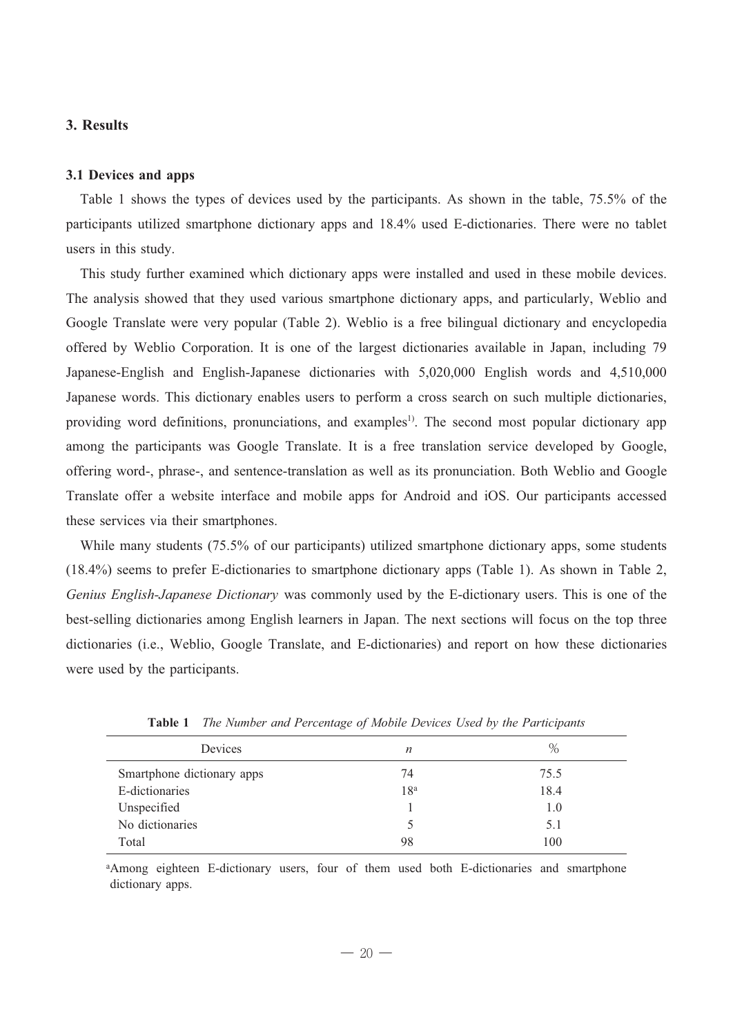## 3. Results

### 3.1 Devices and apps

Table 1 shows the types of devices used by the participants. As shown in the table, 75.5% of the participants utilized smartphone dictionary apps and 18.4% used E-dictionaries. There were no tablet users in this study.

This study further examined which dictionary apps were installed and used in these mobile devices. The analysis showed that they used various smartphone dictionary apps, and particularly, Weblio and Google Translate were very popular (Table 2). Weblio is a free bilingual dictionary and encyclopedia offered by Weblio Corporation. It is one of the largest dictionaries available in Japan, including 79 Japanese-English and English-Japanese dictionaries with 5,020,000 English words and 4,510,000 Japanese words. This dictionary enables users to perform a cross search on such multiple dictionaries, providing word definitions, pronunciations, and examples[1]. The second most popular dictionary app among the participants was Google Translate. It is a free translation service developed by Google, offering word-, phrase-, and sentence-translation as well as its pronunciation. Both Weblio and Google Translate offer a website interface and mobile apps for Android and iOS. Our participants accessed these services via their smartphones.

While many students (75.5% of our participants) utilized smartphone dictionary apps, some students (18.4%) seems to prefer E-dictionaries to smartphone dictionary apps (Table 1). As shown in Table 2, *Genius English-Japanese Dictionary* was commonly used by the E-dictionary users. This is one of the best-selling dictionaries among English learners in Japan. The next sections will focus on the top three dictionaries (i.e., Weblio, Google Translate, and E-dictionaries) and report on how these dictionaries were used by the participants.

**Table 1** *The Number and Percentage of Mobile Devices Used by the Participants*

| Devices | *n* | % |
|---|---|---|
| Smartphone dictionary apps | 74 | 75.5 |
| E-dictionaries | 18[a] | 18.4 |
| Unspecified | 1 | 1.0 |
| No dictionaries | 5 | 5.1 |
| Total | 98 | 100 |

[a]Among eighteen E-dictionary users, four of them used both E-dictionaries and smartphone dictionary apps.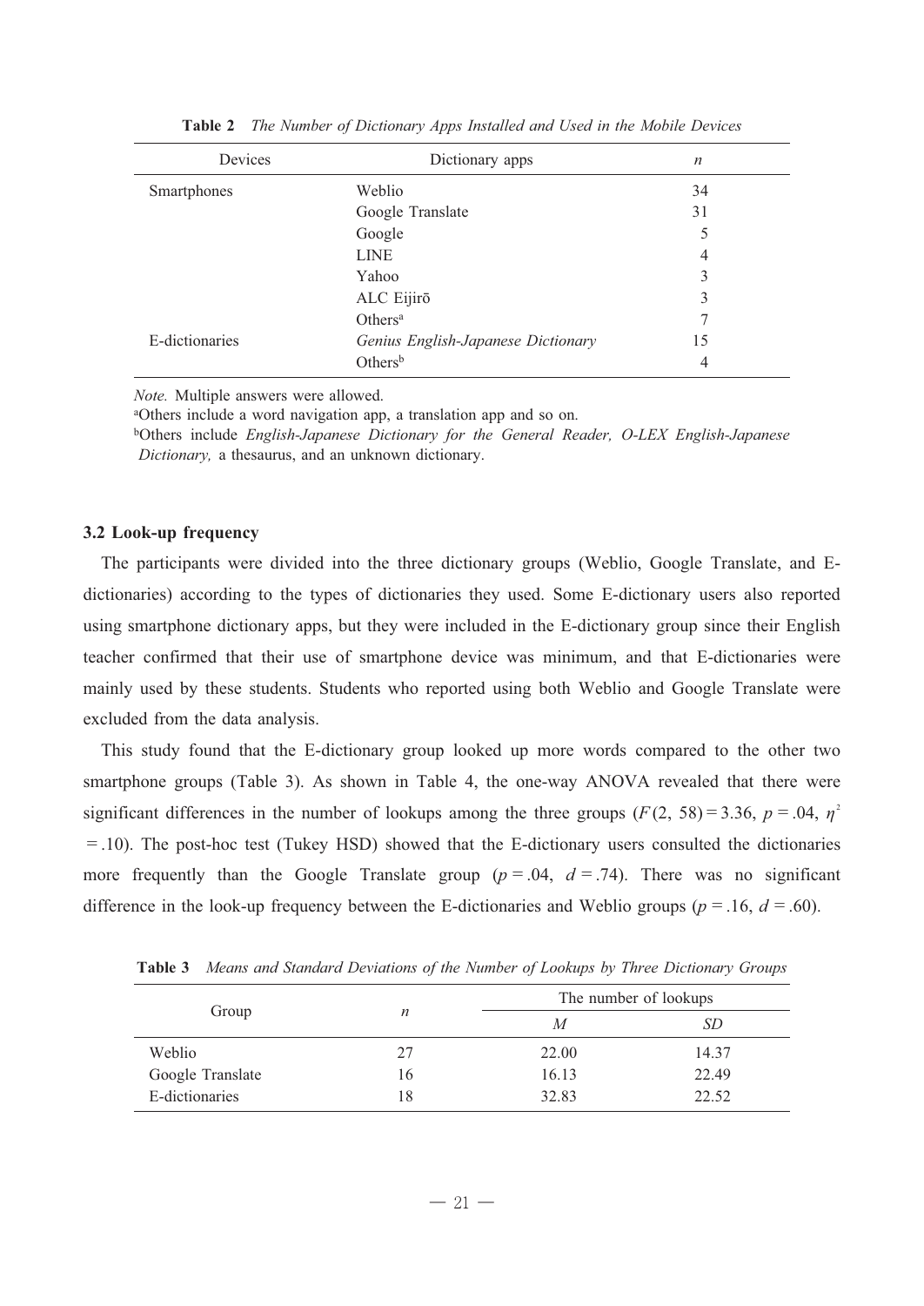**Table 2** *The Number of Dictionary Apps Installed and Used in the Mobile Devices*

| Devices | Dictionary apps | $n$ |
|---|---|---|
| Smartphones | Weblio | 34 |
| | Google Translate | 31 |
| | Google | 5 |
| | LINE | 4 |
| | Yahoo | 3 |
| | ALC Eijirō | 3 |
| | Others[a] | 7 |
| E-dictionaries | *Genius English-Japanese Dictionary* | 15 |
| | Others[b] | 4 |

*Note.* Multiple answers were allowed.

[a]Others include a word navigation app, a translation app and so on.

[b]Others include *English-Japanese Dictionary for the General Reader, O-LEX English-Japanese Dictionary,* a thesaurus, and an unknown dictionary.

### 3.2 Look-up frequency

The participants were divided into the three dictionary groups (Weblio, Google Translate, and E-dictionaries) according to the types of dictionaries they used. Some E-dictionary users also reported using smartphone dictionary apps, but they were included in the E-dictionary group since their English teacher confirmed that their use of smartphone device was minimum, and that E-dictionaries were mainly used by these students. Students who reported using both Weblio and Google Translate were excluded from the data analysis.

This study found that the E-dictionary group looked up more words compared to the other two smartphone groups (Table 3). As shown in Table 4, the one-way ANOVA revealed that there were significant differences in the number of lookups among the three groups ($F(2, 58) = 3.36$, $p = .04$, $\eta^2 = .10$). The post-hoc test (Tukey HSD) showed that the E-dictionary users consulted the dictionaries more frequently than the Google Translate group ($p = .04$, $d = .74$). There was no significant difference in the look-up frequency between the E-dictionaries and Weblio groups ($p = .16$, $d = .60$).

**Table 3** *Means and Standard Deviations of the Number of Lookups by Three Dictionary Groups*

| Group | $n$ | The number of lookups | |
|---|---|---|---|
| | | $M$ | $SD$ |
| Weblio | 27 | 22.00 | 14.37 |
| Google Translate | 16 | 16.13 | 22.49 |
| E-dictionaries | 18 | 32.83 | 22.52 |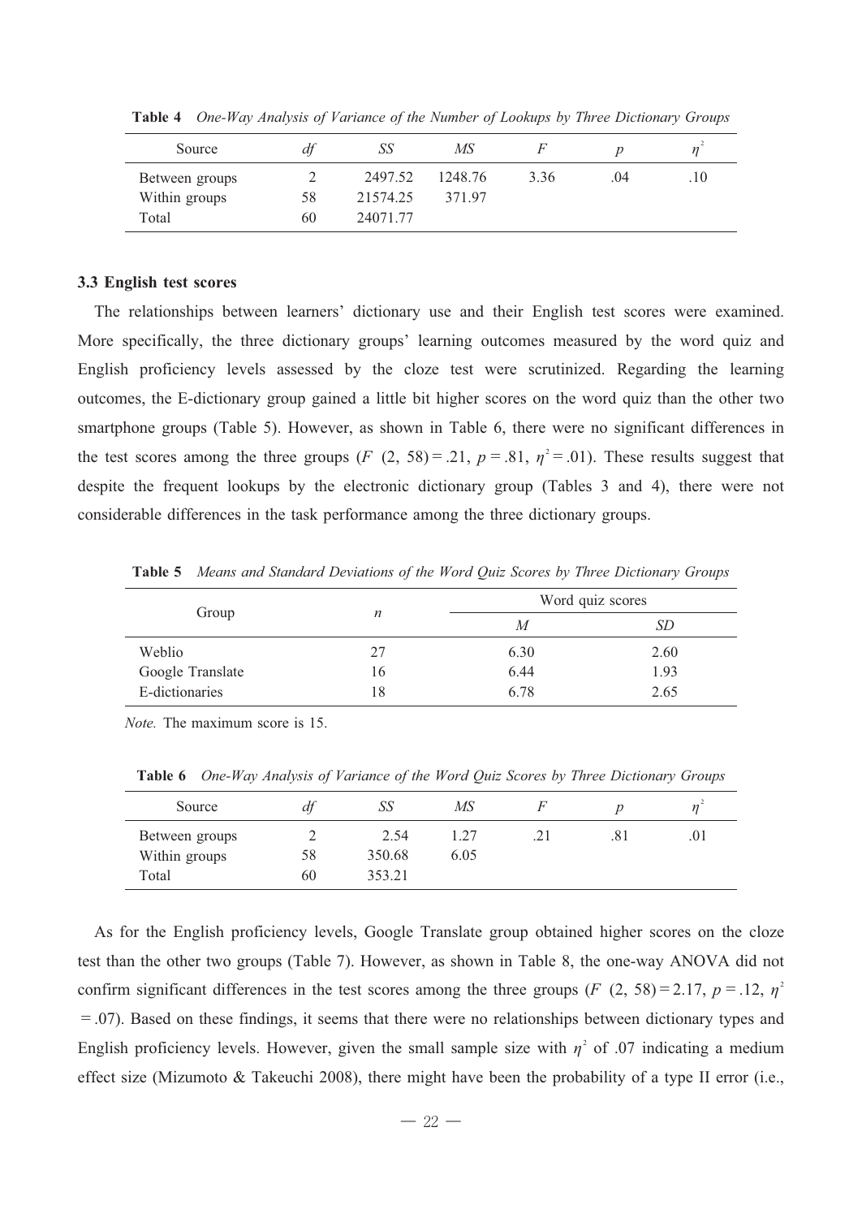**Table 4** *One-Way Analysis of Variance of the Number of Lookups by Three Dictionary Groups*

| Source | *df* | *SS* | *MS* | *F* | *p* | $\eta^2$ |
|---|---|---|---|---|---|---|
| Between groups | 2 | 2497.52 | 1248.76 | 3.36 | .04 | .10 |
| Within groups | 58 | 21574.25 | 371.97 | | | |
| Total | 60 | 24071.77 | | | | |

### 3.3 English test scores

The relationships between learners' dictionary use and their English test scores were examined. More specifically, the three dictionary groups' learning outcomes measured by the word quiz and English proficiency levels assessed by the cloze test were scrutinized. Regarding the learning outcomes, the E-dictionary group gained a little bit higher scores on the word quiz than the other two smartphone groups (Table 5). However, as shown in Table 6, there were no significant differences in the test scores among the three groups ($F$ (2, 58) = .21, $p$ = .81, $\eta^2$ = .01). These results suggest that despite the frequent lookups by the electronic dictionary group (Tables 3 and 4), there were not considerable differences in the task performance among the three dictionary groups.

**Table 5** *Means and Standard Deviations of the Word Quiz Scores by Three Dictionary Groups*

| Group | *n* | Word quiz scores | |
|---|---|---|---|
| | | *M* | *SD* |
| Weblio | 27 | 6.30 | 2.60 |
| Google Translate | 16 | 6.44 | 1.93 |
| E-dictionaries | 18 | 6.78 | 2.65 |

*Note.* The maximum score is 15.

**Table 6** *One-Way Analysis of Variance of the Word Quiz Scores by Three Dictionary Groups*

| Source | *df* | *SS* | *MS* | *F* | *p* | $\eta^2$ |
|---|---|---|---|---|---|---|
| Between groups | 2 | 2.54 | 1.27 | .21 | .81 | .01 |
| Within groups | 58 | 350.68 | 6.05 | | | |
| Total | 60 | 353.21 | | | | |

As for the English proficiency levels, Google Translate group obtained higher scores on the cloze test than the other two groups (Table 7). However, as shown in Table 8, the one-way ANOVA did not confirm significant differences in the test scores among the three groups ($F$ (2, 58) = 2.17, $p$ = .12, $\eta^2$ = .07). Based on these findings, it seems that there were no relationships between dictionary types and English proficiency levels. However, given the small sample size with $\eta^2$ of .07 indicating a medium effect size (Mizumoto & Takeuchi 2008), there might have been the probability of a type II error (i.e.,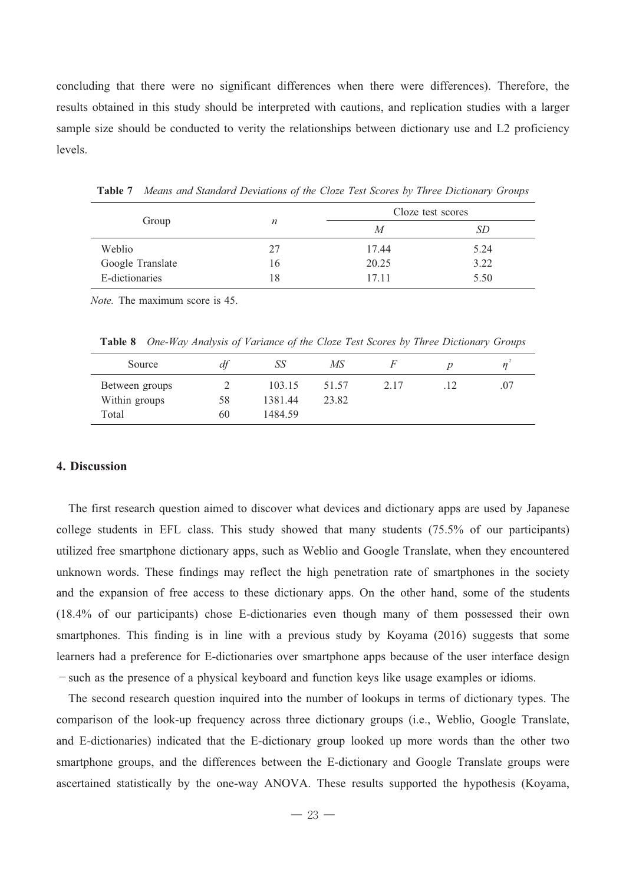concluding that there were no significant differences when there were differences). Therefore, the results obtained in this study should be interpreted with cautions, and replication studies with a larger sample size should be conducted to verity the relationships between dictionary use and L2 proficiency levels.

**Table 7** *Means and Standard Deviations of the Cloze Test Scores by Three Dictionary Groups*

| Group | *n* | Cloze test scores | |
|---|---|---|---|
| | | *M* | *SD* |
| Weblio | 27 | 17.44 | 5.24 |
| Google Translate | 16 | 20.25 | 3.22 |
| E-dictionaries | 18 | 17.11 | 5.50 |

*Note.* The maximum score is 45.

**Table 8** *One-Way Analysis of Variance of the Cloze Test Scores by Three Dictionary Groups*

| Source | *df* | *SS* | *MS* | *F* | *p* | $\eta^2$ |
|---|---|---|---|---|---|---|
| Between groups | 2 | 103.15 | 51.57 | 2.17 | .12 | .07 |
| Within groups | 58 | 1381.44 | 23.82 | | | |
| Total | 60 | 1484.59 | | | | |

## 4. Discussion

The first research question aimed to discover what devices and dictionary apps are used by Japanese college students in EFL class. This study showed that many students (75.5% of our participants) utilized free smartphone dictionary apps, such as Weblio and Google Translate, when they encountered unknown words. These findings may reflect the high penetration rate of smartphones in the society and the expansion of free access to these dictionary apps. On the other hand, some of the students (18.4% of our participants) chose E-dictionaries even though many of them possessed their own smartphones. This finding is in line with a previous study by Koyama (2016) suggests that some learners had a preference for E-dictionaries over smartphone apps because of the user interface design －such as the presence of a physical keyboard and function keys like usage examples or idioms.

The second research question inquired into the number of lookups in terms of dictionary types. The comparison of the look-up frequency across three dictionary groups (i.e., Weblio, Google Translate, and E-dictionaries) indicated that the E-dictionary group looked up more words than the other two smartphone groups, and the differences between the E-dictionary and Google Translate groups were ascertained statistically by the one-way ANOVA. These results supported the hypothesis (Koyama,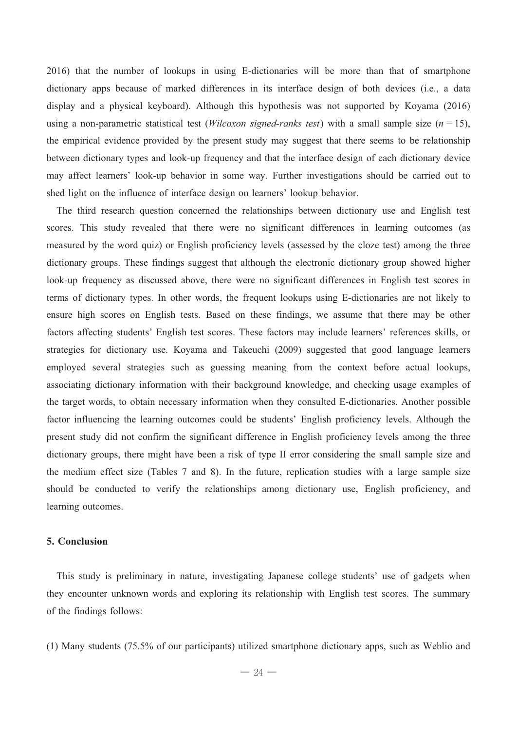2016) that the number of lookups in using E-dictionaries will be more than that of smartphone dictionary apps because of marked differences in its interface design of both devices (i.e., a data display and a physical keyboard). Although this hypothesis was not supported by Koyama (2016) using a non-parametric statistical test (*Wilcoxon signed-ranks test*) with a small sample size ($n = 15$), the empirical evidence provided by the present study may suggest that there seems to be relationship between dictionary types and look-up frequency and that the interface design of each dictionary device may affect learners' look-up behavior in some way. Further investigations should be carried out to shed light on the influence of interface design on learners' lookup behavior.

The third research question concerned the relationships between dictionary use and English test scores. This study revealed that there were no significant differences in learning outcomes (as measured by the word quiz) or English proficiency levels (assessed by the cloze test) among the three dictionary groups. These findings suggest that although the electronic dictionary group showed higher look-up frequency as discussed above, there were no significant differences in English test scores in terms of dictionary types. In other words, the frequent lookups using E-dictionaries are not likely to ensure high scores on English tests. Based on these findings, we assume that there may be other factors affecting students' English test scores. These factors may include learners' references skills, or strategies for dictionary use. Koyama and Takeuchi (2009) suggested that good language learners employed several strategies such as guessing meaning from the context before actual lookups, associating dictionary information with their background knowledge, and checking usage examples of the target words, to obtain necessary information when they consulted E-dictionaries. Another possible factor influencing the learning outcomes could be students' English proficiency levels. Although the present study did not confirm the significant difference in English proficiency levels among the three dictionary groups, there might have been a risk of type II error considering the small sample size and the medium effect size (Tables 7 and 8). In the future, replication studies with a large sample size should be conducted to verify the relationships among dictionary use, English proficiency, and learning outcomes.

## 5. Conclusion

This study is preliminary in nature, investigating Japanese college students' use of gadgets when they encounter unknown words and exploring its relationship with English test scores. The summary of the findings follows:

(1) Many students (75.5% of our participants) utilized smartphone dictionary apps, such as Weblio and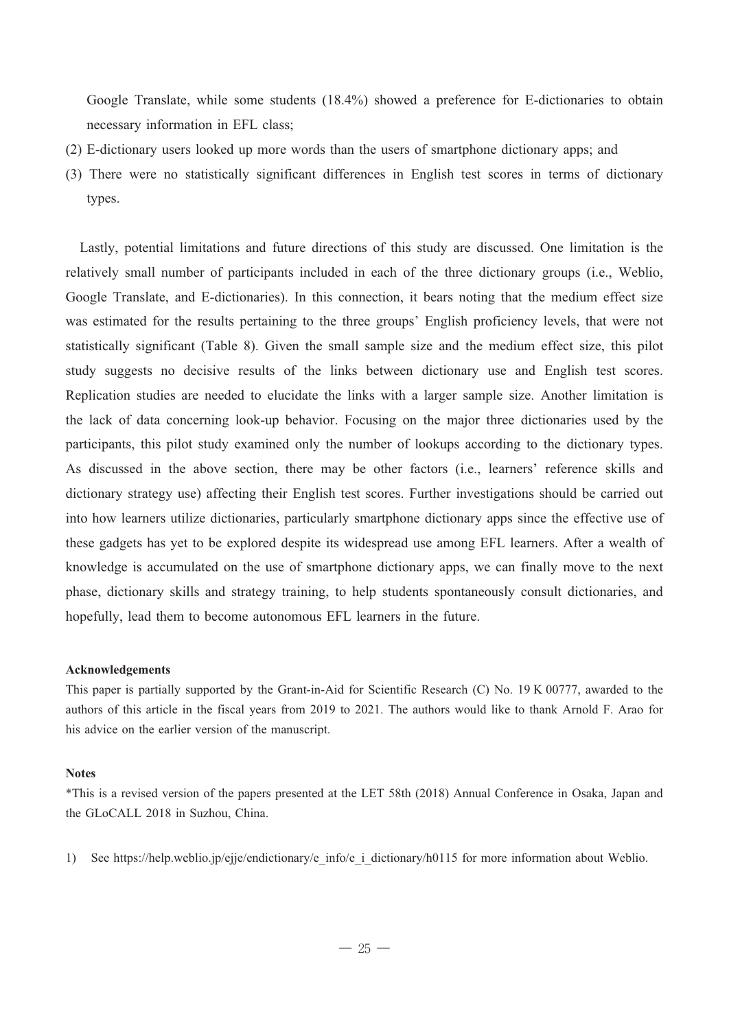Google Translate, while some students (18.4%) showed a preference for E-dictionaries to obtain necessary information in EFL class;

(2) E-dictionary users looked up more words than the users of smartphone dictionary apps; and

(3) There were no statistically significant differences in English test scores in terms of dictionary types.

Lastly, potential limitations and future directions of this study are discussed. One limitation is the relatively small number of participants included in each of the three dictionary groups (i.e., Weblio, Google Translate, and E-dictionaries). In this connection, it bears noting that the medium effect size was estimated for the results pertaining to the three groups' English proficiency levels, that were not statistically significant (Table 8). Given the small sample size and the medium effect size, this pilot study suggests no decisive results of the links between dictionary use and English test scores. Replication studies are needed to elucidate the links with a larger sample size. Another limitation is the lack of data concerning look-up behavior. Focusing on the major three dictionaries used by the participants, this pilot study examined only the number of lookups according to the dictionary types. As discussed in the above section, there may be other factors (i.e., learners' reference skills and dictionary strategy use) affecting their English test scores. Further investigations should be carried out into how learners utilize dictionaries, particularly smartphone dictionary apps since the effective use of these gadgets has yet to be explored despite its widespread use among EFL learners. After a wealth of knowledge is accumulated on the use of smartphone dictionary apps, we can finally move to the next phase, dictionary skills and strategy training, to help students spontaneously consult dictionaries, and hopefully, lead them to become autonomous EFL learners in the future.

**Acknowledgements**

This paper is partially supported by the Grant-in-Aid for Scientific Research (C) No. 19 K 00777, awarded to the authors of this article in the fiscal years from 2019 to 2021. The authors would like to thank Arnold F. Arao for his advice on the earlier version of the manuscript.

**Notes**

*This is a revised version of the papers presented at the LET 58th (2018) Annual Conference in Osaka, Japan and the GLoCALL 2018 in Suzhou, China.

1) See https://help.weblio.jp/ejje/endictionary/e_info/e_i_dictionary/h0115 for more information about Weblio.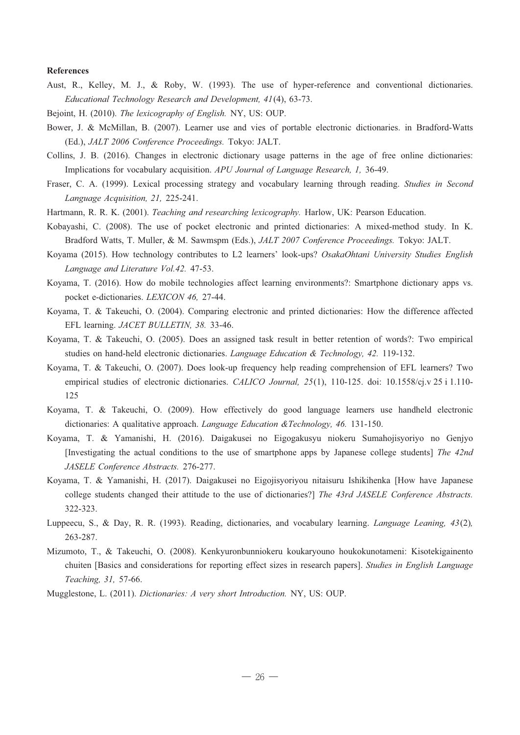**References**

Aust, R., Kelley, M. J., & Roby, W. (1993). The use of hyper-reference and conventional dictionaries. *Educational Technology Research and Development, 41*(4), 63-73.

Bejoint, H. (2010). *The lexicography of English.* NY, US: OUP.

Bower, J. & McMillan, B. (2007). Learner use and vies of portable electronic dictionaries. in Bradford-Watts (Ed.), *JALT 2006 Conference Proceedings.* Tokyo: JALT.

Collins, J. B. (2016). Changes in electronic dictionary usage patterns in the age of free online dictionaries: Implications for vocabulary acquisition. *APU Journal of Language Research, 1,* 36-49.

Fraser, C. A. (1999). Lexical processing strategy and vocabulary learning through reading. *Studies in Second Language Acquisition, 21,* 225-241.

Hartmann, R. R. K. (2001). *Teaching and researching lexicography.* Harlow, UK: Pearson Education.

Kobayashi, C. (2008). The use of pocket electronic and printed dictionaries: A mixed-method study. In K. Bradford Watts, T. Muller, & M. Sawmspm (Eds.), *JALT 2007 Conference Proceedings.* Tokyo: JALT.

Koyama (2015). How technology contributes to L2 learners' look-ups? *OsakaOhtani University Studies English Language and Literature Vol.42.* 47-53.

Koyama, T. (2016). How do mobile technologies affect learning environments?: Smartphone dictionary apps vs. pocket e-dictionaries. *LEXICON 46,* 27-44.

Koyama, T. & Takeuchi, O. (2004). Comparing electronic and printed dictionaries: How the difference affected EFL learning. *JACET BULLETIN, 38.* 33-46.

Koyama, T. & Takeuchi, O. (2005). Does an assigned task result in better retention of words?: Two empirical studies on hand-held electronic dictionaries. *Language Education & Technology, 42.* 119-132.

Koyama, T. & Takeuchi, O. (2007). Does look-up frequency help reading comprehension of EFL learners? Two empirical studies of electronic dictionaries. *CALICO Journal, 25*(1), 110-125. doi: 10.1558/cj.v 25 i 1.110-125

Koyama, T. & Takeuchi, O. (2009). How effectively do good language learners use handheld electronic dictionaries: A qualitative approach. *Language Education &Technology, 46.* 131-150.

Koyama, T. & Yamanishi, H. (2016). Daigakusei no Eigogakusyu niokeru Sumahojisyoriyo no Genjyo [Investigating the actual conditions to the use of smartphone apps by Japanese college students] *The 42nd JASELE Conference Abstracts.* 276-277.

Koyama, T. & Yamanishi, H. (2017). Daigakusei no Eigojisyoriyou nitaisuru Ishikihenka [How have Japanese college students changed their attitude to the use of dictionaries?] *The 43rd JASELE Conference Abstracts.* 322-323.

Luppeecu, S., & Day, R. R. (1993). Reading, dictionaries, and vocabulary learning. *Language Leaning, 43*(2)*,* 263-287.

Mizumoto, T., & Takeuchi, O. (2008). Kenkyuronbunniokeru koukaryouno houkokunotameni: Kisotekigainento chuiten [Basics and considerations for reporting effect sizes in research papers]. *Studies in English Language Teaching, 31,* 57-66.

Mugglestone, L. (2011). *Dictionaries: A very short Introduction.* NY, US: OUP.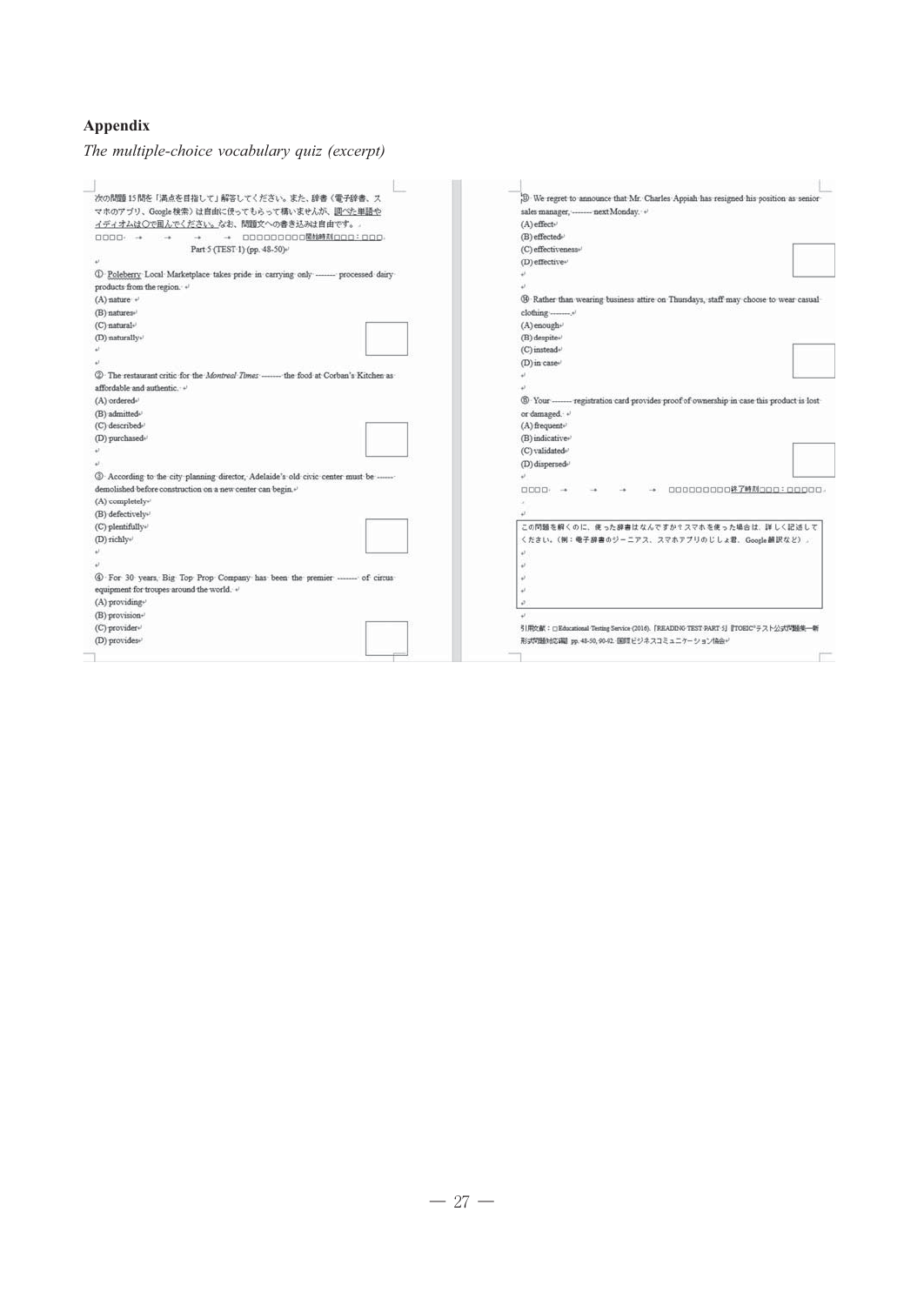## Appendix

*The multiple-choice vocabulary quiz (excerpt)*

次の問題 15 問を「満点を目指して」解答してください。また、辞書（電子辞書、スマホのアプリ、Google 検索）は自由に使ってもらって構いませんが、調べた単語やイディオムは○で囲んでください。なお、問題文への書き込みは自由です。

□□□□ → → → → □□□□□□□□□開始時刻□□□：□□□

Part 5 (TEST 1) (pp. 48-50)

① Poleberry Local Marketplace takes pride in carrying only ------- processed dairy products from the region.

(A) nature
(B) natures
(C) natural
(D) naturally

② The restaurant critic for the *Montreal Times* ------- the food at Corban's Kitchen as affordable and authentic.

(A) ordered
(B) admitted
(C) described
(D) purchased

③ According to the city planning director, Adelaide's old civic center must be ------- demolished before construction on a new center can begin.

(A) completely
(B) defectively
(C) plentifully
(D) richly

④ For 30 years, Big Top Prop Company has been the premier ------- of circus equipment for troupes around the world.

(A) providing
(B) provision
(C) provider
(D) provides

⑬ We regret to announce that Mr. Charles Appiah has resigned his position as senior sales manager, ------- next Monday.

(A) effect
(B) effected
(C) effectiveness
(D) effective

⑭ Rather than wearing business attire on Thursdays, staff may choose to wear casual clothing -------.

(A) enough
(B) despite
(C) instead
(D) in case

⑮ Your ------- registration card provides proof of ownership in case this product is lost or damaged.

(A) frequent
(B) indicative
(C) validated
(D) dispersed

□□□□ → → → → □□□□□□□□□終了時刻□□□：□□□□□

この問題を解くのに、使った辞書はなんですか？スマホを使った場合は、詳しく記述してください。（例：電子辞書のジーニアス、スマホアプリのじしょ君、Google 翻訳など）。

引用文献：□Educational Testing Service (2016).『READING TEST PART 5』『TOEIC®テスト公式問題集—新形式問題対応編』pp. 48-50, 90-92. 国際ビジネスコミュニケーション協会